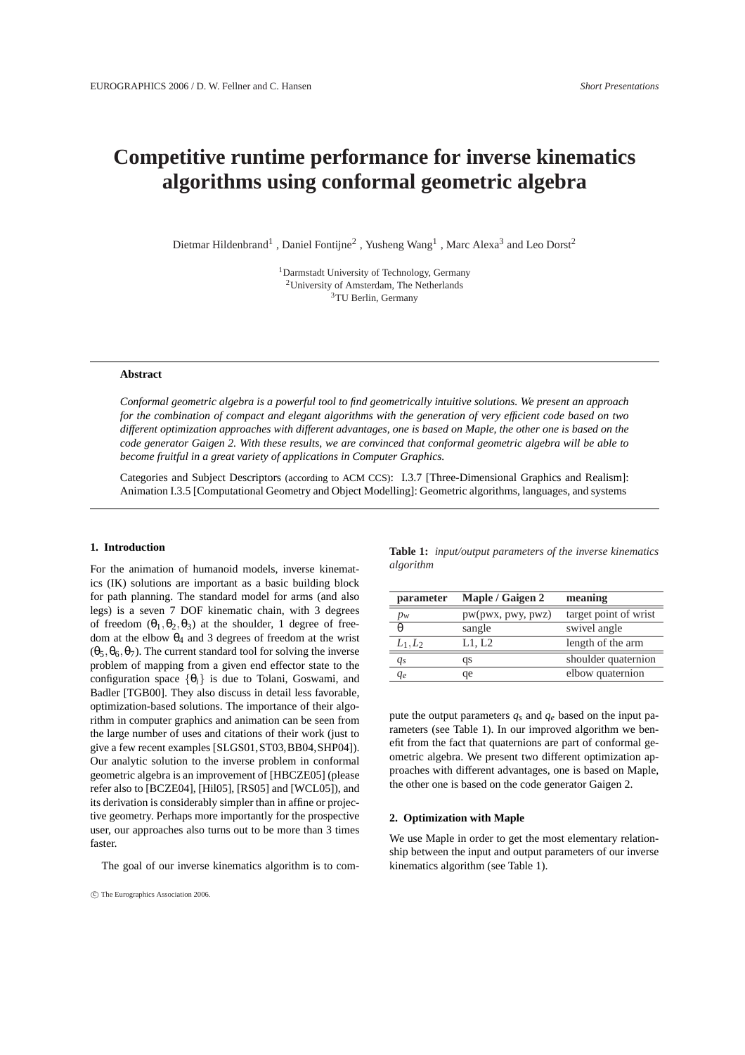# Competitive runtime performance for inverse kinematics algorithms using conformal geometric algebra

Dietmar Hildenbrand[1], Daniel Fontijne[2], Yusheng Wang[1], Marc Alexa[3] and Leo Dorst[2]

[1]Darmstadt University of Technology, Germany
[2]University of Amsterdam, The Netherlands
[3]TU Berlin, Germany

---

**Abstract**

*Conformal geometric algebra is a powerful tool to find geometrically intuitive solutions. We present an approach for the combination of compact and elegant algorithms with the generation of very efficient code based on two different optimization approaches with different advantages, one is based on Maple, the other one is based on the code generator Gaigen 2. With these results, we are convinced that conformal geometric algebra will be able to become fruitful in a great variety of applications in Computer Graphics.*

Categories and Subject Descriptors (according to ACM CCS): I.3.7 [Three-Dimensional Graphics and Realism]: Animation I.3.5 [Computational Geometry and Object Modelling]: Geometric algorithms, languages, and systems

---

## 1. Introduction

For the animation of humanoid models, inverse kinematics (IK) solutions are important as a basic building block for path planning. The standard model for arms (and also legs) is a seven 7 DOF kinematic chain, with 3 degrees of freedom $(\theta_1, \theta_2, \theta_3)$ at the shoulder, 1 degree of freedom at the elbow $\theta_4$ and 3 degrees of freedom at the wrist $(\theta_5, \theta_6, \theta_7)$. The current standard tool for solving the inverse problem of mapping from a given end effector state to the configuration space $\{\theta_i\}$ is due to Tolani, Goswami, and Badler [TGB00]. They also discuss in detail less favorable, optimization-based solutions. The importance of their algorithm in computer graphics and animation can be seen from the large number of uses and citations of their work (just to give a few recent examples [SLGS01, ST03, BB04, SHP04]). Our analytic solution to the inverse problem in conformal geometric algebra is an improvement of [HBCZE05] (please refer also to [BCZE04], [Hil05], [RS05] and [WCL05]), and its derivation is considerably simpler than in affine or projective geometry. Perhaps more importantly for the prospective user, our approaches also turns out to be more than 3 times faster.

The goal of our inverse kinematics algorithm is to compute the output parameters $q_s$ and $q_e$ based on the input parameters (see Table 1). In our improved algorithm we benefit from the fact that quaternions are part of conformal geometric algebra. We present two different optimization approaches with different advantages, one is based on Maple, the other one is based on the code generator Gaigen 2.

**Table 1:** *input/output parameters of the inverse kinematics algorithm*

| parameter | Maple / Gaigen 2 | meaning |
|---|---|---|
| $p_w$ | pw(pwx, pwy, pwz) | target point of wrist |
| $\theta$ | sangle | swivel angle |
| $L_1, L_2$ | L1, L2 | length of the arm |
| $q_s$ | qs | shoulder quaternion |
| $q_e$ | qe | elbow quaternion |

## 2. Optimization with Maple

We use Maple in order to get the most elementary relationship between the input and output parameters of our inverse kinematics algorithm (see Table 1).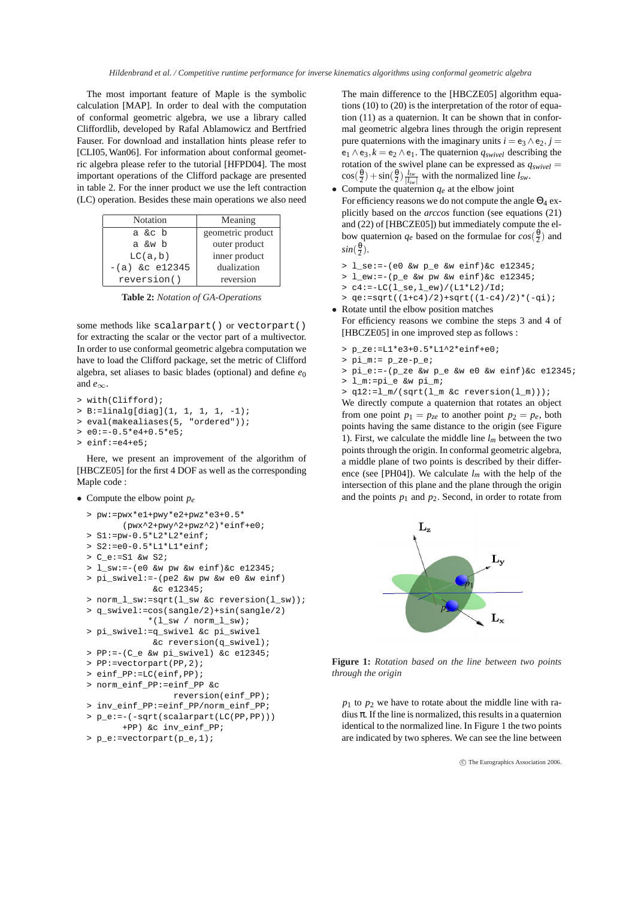The most important feature of Maple is the symbolic calculation [MAP]. In order to deal with the computation of conformal geometric algebra, we use a library called Cliffordlib, developed by Rafal Ablamowicz and Bertfried Fauser. For download and installation hints please refer to [CLI05, Wan06]. For information about conformal geometric algebra please refer to the tutorial [HFPD04]. The most important operations of the Clifford package are presented in table 2. For the inner product we use the left contraction (LC) operation. Besides these main operations we also need

| Notation | Meaning |
|---|---|
| `a &c b` | geometric product |
| `a &w b` | outer product |
| `LC(a,b)` | inner product |
| `-(a) &c e12345` | dualization |
| `reversion()` | reversion |

**Table 2:** *Notation of GA-Operations*

some methods like `scalarpart()` or `vectorpart()` for extracting the scalar or the vector part of a multivector. In order to use conformal geometric algebra computation we have to load the Clifford package, set the metric of Clifford algebra, set aliases to basic blades (optional) and define $e_0$ and $e_\infty$.

```
> with(Clifford);
> B:=linalg[diag](1, 1, 1, 1, -1);
> eval(makealiases(5, "ordered"));
> e0:=-0.5*e4+0.5*e5;
> einf:=e4+e5;
```

Here, we present an improvement of the algorithm of [HBCZE05] for the first 4 DOF as well as the corresponding Maple code :

- Compute the elbow point $p_e$

```
> pw:=pwx*e1+pwy*e2+pwz*e3+0.5*
      (pwx^2+pwy^2+pwz^2)*einf+e0;
> S1:=pw-0.5*L2*L2*einf;
> S2:=e0-0.5*L1*L1*einf;
> C_e:=S1 &w S2;
> l_sw:=-(e0 &w pw &w einf)&c e12345;
> pi_swivel:=-(pe2 &w pw &w e0 &w einf)
          &c e12345;
> norm_l_sw:=sqrt(l_sw &c reversion(l_sw));
> q_swivel:=cos(sangle/2)+sin(sangle/2)
          *(l_sw / norm_l_sw);
> pi_swivel:=q_swivel &c pi_swivel
          &c reversion(q_swivel);
> PP:=-(C_e &w pi_swivel) &c e12345;
> PP:=vectorpart(PP,2);
> einf_PP:=LC(einf,PP);
> norm_einf_PP:=einf_PP &c
              reversion(einf_PP);
> inv_einf_PP:=einf_PP/norm_einf_PP;
> p_e:=-(-sqrt(scalarpart(LC(PP,PP)))
      +PP) &c inv_einf_PP;
> p_e:=vectorpart(p_e,1);
```

The main difference to the [HBCZE05] algorithm equations (10) to (20) is the interpretation of the rotor of equation (11) as a quaternion. It can be shown that in conformal geometric algebra lines through the origin represent pure quaternions with the imaginary units $i = e_3 \wedge e_2$, $j = e_1 \wedge e_3$, $k = e_2 \wedge e_1$. The quaternion $q_{swivel}$ describing the rotation of the swivel plane can be expressed as $q_{swivel} = \cos(\frac{\theta}{2}) + \sin(\frac{\theta}{2}) \frac{l_{sw}}{|l_{sw}|}$ with the normalized line $l_{sw}$.

- Compute the quaternion $q_e$ at the elbow joint
  For efficiency reasons we do not compute the angle $\Theta_4$ explicitly based on the *arccos* function (see equations (21) and (22) of [HBCZE05]) but immediately compute the elbow quaternion $q_e$ based on the formulae for $cos(\frac{\theta}{2})$ and $sin(\frac{\theta}{2})$.

```
> l_se:=-(e0 &w p_e &w einf)&c e12345;
> l_ew:=-(p_e &w pw &w einf)&c e12345;
> c4:=-LC(l_se,l_ew)/(L1*L2)/Id;
> qe:=sqrt((1+c4)/2)+sqrt((1-c4)/2)*(-qi);
```

- Rotate until the elbow position matches
  For efficiency reasons we combine the steps 3 and 4 of [HBCZE05] in one improved step as follows :

```
> p_ze:=L1*e3+0.5*L1^2*einf+e0;
> pi_m:= p_ze-p_e;
> pi_e:=-(p_ze &w p_e &w e0 &w einf)&c e12345;
> l_m:=pi_e &w pi_m;
> q12:=l_m/(sqrt(l_m &c reversion(l_m)));
```

We directly compute a quaternion that rotates an object from one point $p_1 = p_{ze}$ to another point $p_2 = p_e$, both points having the same distance to the origin (see Figure 1). First, we calculate the middle line $l_m$ between the two points through the origin. In conformal geometric algebra, a middle plane of two points is described by their difference (see [PH04]). We calculate $l_m$ with the help of the intersection of this plane and the plane through the origin and the points $p_1$ and $p_2$. Second, in order to rotate from $p_1$ to $p_2$ we have to rotate about the middle line with radius $\pi$. If the line is normalized, this results in a quaternion identical to the normalized line. In Figure 1 the two points are indicated by two spheres. We can see the line between

**Figure 1:** *Rotation based on the line between two points through the origin*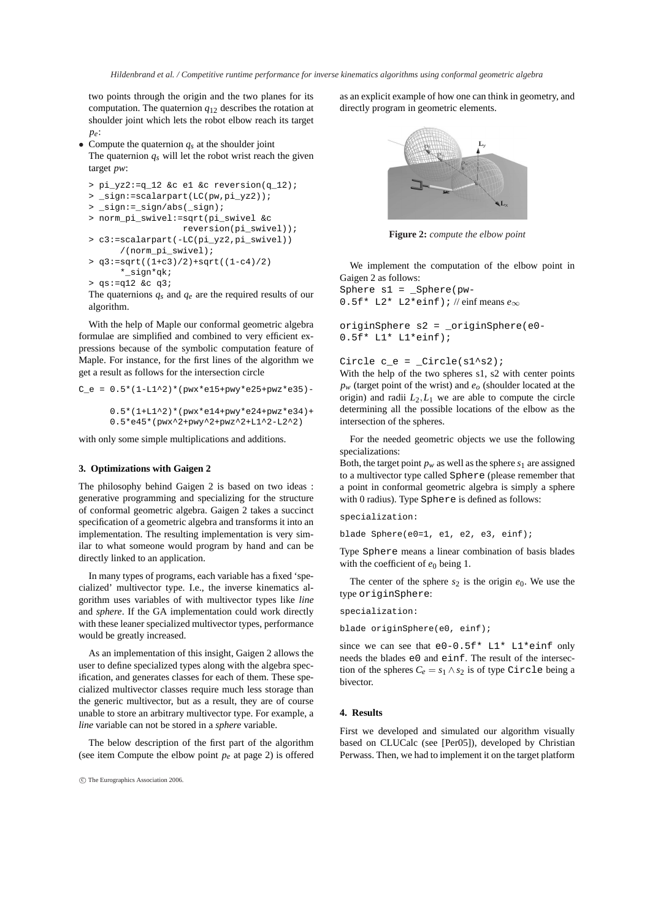two points through the origin and the two planes for its computation. The quaternion $q_{12}$ describes the rotation at shoulder joint which lets the robot elbow reach its target $p_e$:

- Compute the quaternion $q_s$ at the shoulder joint
  The quaternion $q_s$ will let the robot wrist reach the given target $pw$:

```
> pi_yz2:=q_12 &c e1 &c reversion(q_12);
> _sign:=scalarpart(LC(pw,pi_yz2));
> _sign:=_sign/abs(_sign);
> norm_pi_swivel:=sqrt(pi_swivel &c
                  reversion(pi_swivel));
> c3:=scalarpart(-LC(pi_yz2,pi_swivel))
      /(norm_pi_swivel);
> q3:=sqrt((1+c3)/2)+sqrt((1-c4)/2)
      *_sign*qk;
> qs:=q12 &c q3;
```

The quaternions $q_s$ and $q_e$ are the required results of our algorithm.

With the help of Maple our conformal geometric algebra formulae are simplified and combined to very efficient expressions because of the symbolic computation feature of Maple. For instance, for the first lines of the algorithm we get a result as follows for the intersection circle

```
C_e = 0.5*(1-L1^2)*(pwx*e15+pwy*e25+pwz*e35)-

      0.5*(1+L1^2)*(pwx*e14+pwy*e24+pwz*e34)+
      0.5*e45*(pwx^2+pwy^2+pwz^2+L1^2-L2^2)
```

with only some simple multiplications and additions.

## 3. Optimizations with Gaigen 2

The philosophy behind Gaigen 2 is based on two ideas : generative programming and specializing for the structure of conformal geometric algebra. Gaigen 2 takes a succinct specification of a geometric algebra and transforms it into an implementation. The resulting implementation is very similar to what someone would program by hand and can be directly linked to an application.

In many types of programs, each variable has a fixed 'specialized' multivector type. I.e., the inverse kinematics algorithm uses variables of with multivector types like *line* and *sphere*. If the GA implementation could work directly with these leaner specialized multivector types, performance would be greatly increased.

As an implementation of this insight, Gaigen 2 allows the user to define specialized types along with the algebra specification, and generates classes for each of them. These specialized multivector classes require much less storage than the generic multivector, but as a result, they are of course unable to store an arbitrary multivector type. For example, a *line* variable can not be stored in a *sphere* variable.

The below description of the first part of the algorithm (see item Compute the elbow point $p_e$ at page 2) is offered as an explicit example of how one can think in geometry, and directly program in geometric elements.

**Figure 2:** *compute the elbow point*

We implement the computation of the elbow point in Gaigen 2 as follows:

```
Sphere s1 = _Sphere(pw-
0.5f* L2* L2*einf); // einf means e∞

originSphere s2 = _originSphere(e0-
0.5f* L1* L1*einf);

Circle c_e = _Circle(s1^s2);
```

With the help of the two spheres s1, s2 with center points $p_w$ (target point of the wrist) and $e_o$ (shoulder located at the origin) and radii $L_2, L_1$ we are able to compute the circle determining all the possible locations of the elbow as the intersection of the spheres.

For the needed geometric objects we use the following specializations:
Both, the target point $p_w$ as well as the sphere $s_1$ are assigned to a multivector type called `Sphere` (please remember that a point in conformal geometric algebra is simply a sphere with 0 radius). Type `Sphere` is defined as follows:

```
specialization:

blade Sphere(e0=1, e1, e2, e3, einf);
```

Type `Sphere` means a linear combination of basis blades with the coefficient of $e_0$ being 1.

The center of the sphere $s_2$ is the origin $e_0$. We use the type `originSphere`:

```
specialization:

blade originSphere(e0, einf);
```

since we can see that `e0-0.5f* L1* L1*einf` only needs the blades `e0` and `einf`. The result of the intersection of the spheres $C_e = s_1 \wedge s_2$ is of type `Circle` being a bivector.

## 4. Results

First we developed and simulated our algorithm visually based on CLUCalc (see [Per05]), developed by Christian Perwass. Then, we had to implement it on the target platform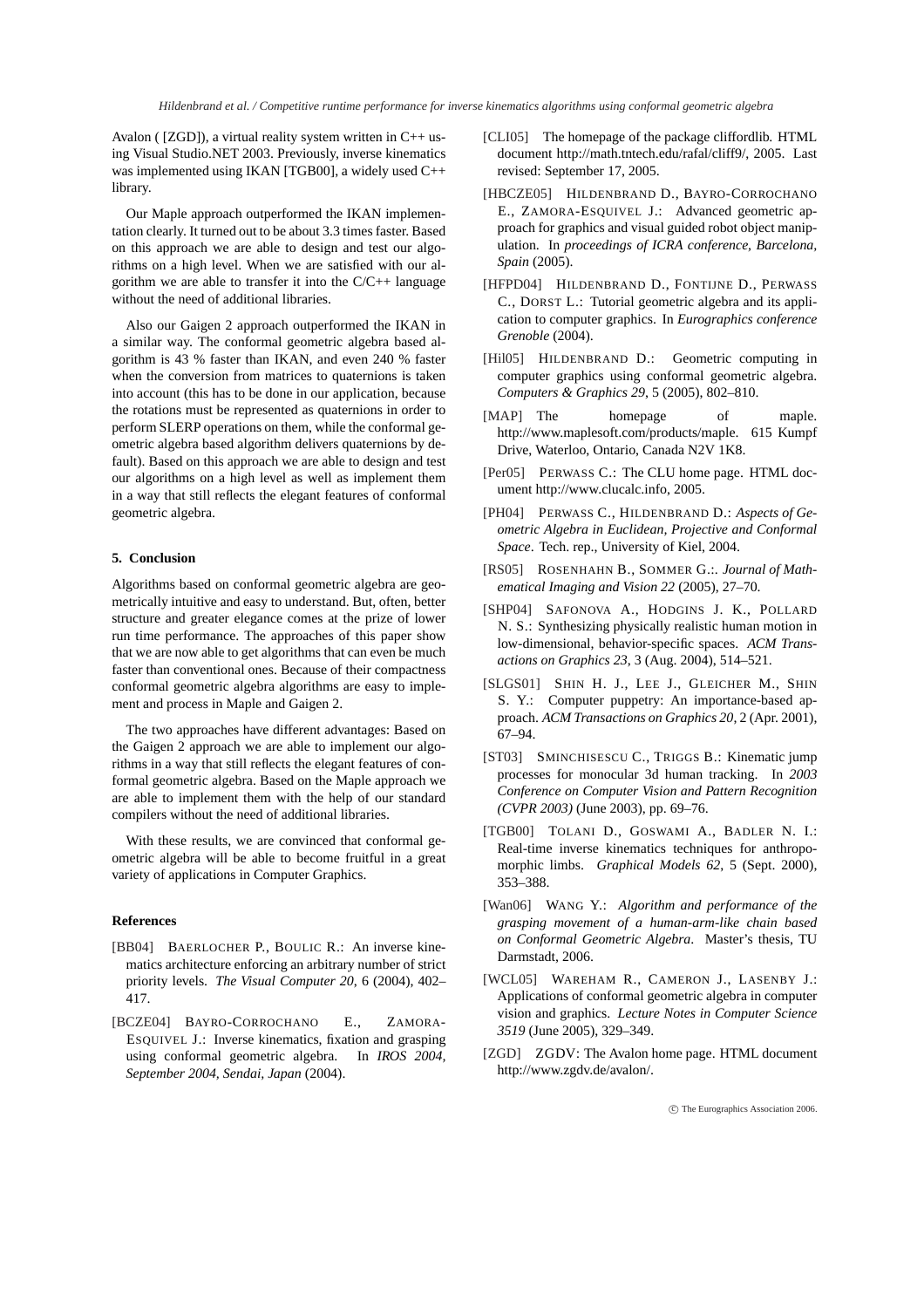Avalon ( [ZGD]), a virtual reality system written in C++ using Visual Studio.NET 2003. Previously, inverse kinematics was implemented using IKAN [TGB00], a widely used C++ library.

Our Maple approach outperformed the IKAN implementation clearly. It turned out to be about 3.3 times faster. Based on this approach we are able to design and test our algorithms on a high level. When we are satisfied with our algorithm we are able to transfer it into the C/C++ language without the need of additional libraries.

Also our Gaigen 2 approach outperformed the IKAN in a similar way. The conformal geometric algebra based algorithm is 43 % faster than IKAN, and even 240 % faster when the conversion from matrices to quaternions is taken into account (this has to be done in our application, because the rotations must be represented as quaternions in order to perform SLERP operations on them, while the conformal geometric algebra based algorithm delivers quaternions by default). Based on this approach we are able to design and test our algorithms on a high level as well as implement them in a way that still reflects the elegant features of conformal geometric algebra.

## 5. Conclusion

Algorithms based on conformal geometric algebra are geometrically intuitive and easy to understand. But, often, better structure and greater elegance comes at the prize of lower run time performance. The approaches of this paper show that we are now able to get algorithms that can even be much faster than conventional ones. Because of their compactness conformal geometric algebra algorithms are easy to implement and process in Maple and Gaigen 2.

The two approaches have different advantages: Based on the Gaigen 2 approach we are able to implement our algorithms in a way that still reflects the elegant features of conformal geometric algebra. Based on the Maple approach we are able to implement them with the help of our standard compilers without the need of additional libraries.

With these results, we are convinced that conformal geometric algebra will be able to become fruitful in a great variety of applications in Computer Graphics.

## References

[BB04] BAERLOCHER P., BOULIC R.: An inverse kinematics architecture enforcing an arbitrary number of strict priority levels. *The Visual Computer 20*, 6 (2004), 402–417.

[BCZE04] BAYRO-CORROCHANO E., ZAMORA-ESQUIVEL J.: Inverse kinematics, fixation and grasping using conformal geometric algebra. In *IROS 2004, September 2004, Sendai, Japan* (2004).

[CLI05] The homepage of the package cliffordlib. HTML document http://math.tntech.edu/rafal/cliff9/, 2005. Last revised: September 17, 2005.

[HBCZE05] HILDENBRAND D., BAYRO-CORROCHANO E., ZAMORA-ESQUIVEL J.: Advanced geometric approach for graphics and visual guided robot object manipulation. In *proceedings of ICRA conference, Barcelona, Spain* (2005).

[HFPD04] HILDENBRAND D., FONTIJNE D., PERWASS C., DORST L.: Tutorial geometric algebra and its application to computer graphics. In *Eurographics conference Grenoble* (2004).

[Hil05] HILDENBRAND D.: Geometric computing in computer graphics using conformal geometric algebra. *Computers & Graphics 29*, 5 (2005), 802–810.

[MAP] The homepage of maple. http://www.maplesoft.com/products/maple. 615 Kumpf Drive, Waterloo, Ontario, Canada N2V 1K8.

[Per05] PERWASS C.: The CLU home page. HTML document http://www.clucalc.info, 2005.

[PH04] PERWASS C., HILDENBRAND D.: *Aspects of Geometric Algebra in Euclidean, Projective and Conformal Space*. Tech. rep., University of Kiel, 2004.

[RS05] ROSENHAHN B., SOMMER G.:. *Journal of Mathematical Imaging and Vision 22* (2005), 27–70.

[SHP04] SAFONOVA A., HODGINS J. K., POLLARD N. S.: Synthesizing physically realistic human motion in low-dimensional, behavior-specific spaces. *ACM Transactions on Graphics 23*, 3 (Aug. 2004), 514–521.

[SLGS01] SHIN H. J., LEE J., GLEICHER M., SHIN S. Y.: Computer puppetry: An importance-based approach. *ACM Transactions on Graphics 20*, 2 (Apr. 2001), 67–94.

[ST03] SMINCHISESCU C., TRIGGS B.: Kinematic jump processes for monocular 3d human tracking. In *2003 Conference on Computer Vision and Pattern Recognition (CVPR 2003)* (June 2003), pp. 69–76.

[TGB00] TOLANI D., GOSWAMI A., BADLER N. I.: Real-time inverse kinematics techniques for anthropomorphic limbs. *Graphical Models 62*, 5 (Sept. 2000), 353–388.

[Wan06] WANG Y.: *Algorithm and performance of the grasping movement of a human-arm-like chain based on Conformal Geometric Algebra*. Master's thesis, TU Darmstadt, 2006.

[WCL05] WAREHAM R., CAMERON J., LASENBY J.: Applications of conformal geometric algebra in computer vision and graphics. *Lecture Notes in Computer Science 3519* (June 2005), 329–349.

[ZGD] ZGDV: The Avalon home page. HTML document http://www.zgdv.de/avalon/.